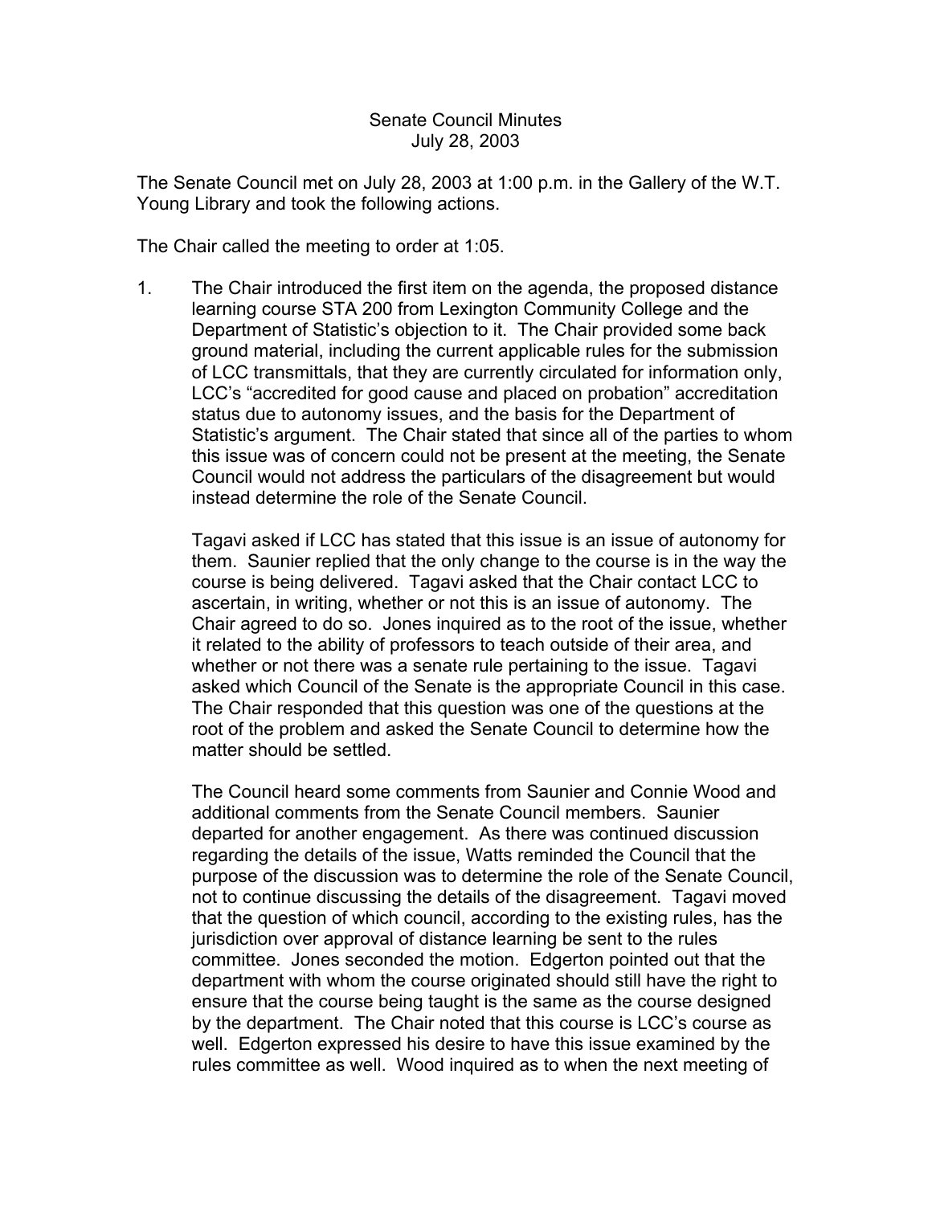Senate Council Minutes
July 28, 2003

The Senate Council met on July 28, 2003 at 1:00 p.m. in the Gallery of the W.T. Young Library and took the following actions.

The Chair called the meeting to order at 1:05.

1. The Chair introduced the first item on the agenda, the proposed distance learning course STA 200 from Lexington Community College and the Department of Statistic's objection to it. The Chair provided some back ground material, including the current applicable rules for the submission of LCC transmittals, that they are currently circulated for information only, LCC's "accredited for good cause and placed on probation" accreditation status due to autonomy issues, and the basis for the Department of Statistic's argument. The Chair stated that since all of the parties to whom this issue was of concern could not be present at the meeting, the Senate Council would not address the particulars of the disagreement but would instead determine the role of the Senate Council.

   Tagavi asked if LCC has stated that this issue is an issue of autonomy for them. Saunier replied that the only change to the course is in the way the course is being delivered. Tagavi asked that the Chair contact LCC to ascertain, in writing, whether or not this is an issue of autonomy. The Chair agreed to do so. Jones inquired as to the root of the issue, whether it related to the ability of professors to teach outside of their area, and whether or not there was a senate rule pertaining to the issue. Tagavi asked which Council of the Senate is the appropriate Council in this case. The Chair responded that this question was one of the questions at the root of the problem and asked the Senate Council to determine how the matter should be settled.

   The Council heard some comments from Saunier and Connie Wood and additional comments from the Senate Council members. Saunier departed for another engagement. As there was continued discussion regarding the details of the issue, Watts reminded the Council that the purpose of the discussion was to determine the role of the Senate Council, not to continue discussing the details of the disagreement. Tagavi moved that the question of which council, according to the existing rules, has the jurisdiction over approval of distance learning be sent to the rules committee. Jones seconded the motion. Edgerton pointed out that the department with whom the course originated should still have the right to ensure that the course being taught is the same as the course designed by the department. The Chair noted that this course is LCC's course as well. Edgerton expressed his desire to have this issue examined by the rules committee as well. Wood inquired as to when the next meeting of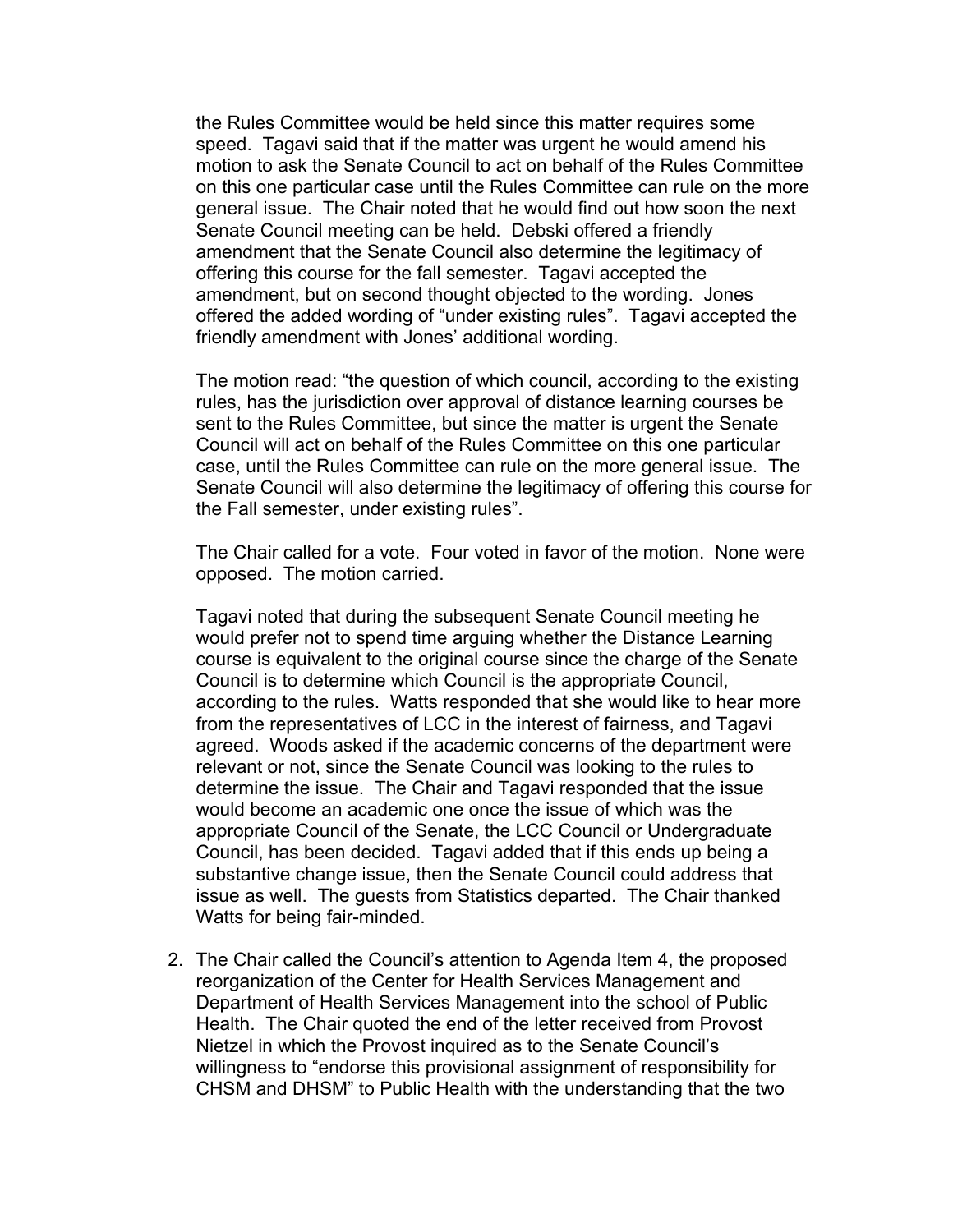the Rules Committee would be held since this matter requires some speed. Tagavi said that if the matter was urgent he would amend his motion to ask the Senate Council to act on behalf of the Rules Committee on this one particular case until the Rules Committee can rule on the more general issue. The Chair noted that he would find out how soon the next Senate Council meeting can be held. Debski offered a friendly amendment that the Senate Council also determine the legitimacy of offering this course for the fall semester. Tagavi accepted the amendment, but on second thought objected to the wording. Jones offered the added wording of "under existing rules". Tagavi accepted the friendly amendment with Jones' additional wording.

The motion read: "the question of which council, according to the existing rules, has the jurisdiction over approval of distance learning courses be sent to the Rules Committee, but since the matter is urgent the Senate Council will act on behalf of the Rules Committee on this one particular case, until the Rules Committee can rule on the more general issue. The Senate Council will also determine the legitimacy of offering this course for the Fall semester, under existing rules".

The Chair called for a vote. Four voted in favor of the motion. None were opposed. The motion carried.

Tagavi noted that during the subsequent Senate Council meeting he would prefer not to spend time arguing whether the Distance Learning course is equivalent to the original course since the charge of the Senate Council is to determine which Council is the appropriate Council, according to the rules. Watts responded that she would like to hear more from the representatives of LCC in the interest of fairness, and Tagavi agreed. Woods asked if the academic concerns of the department were relevant or not, since the Senate Council was looking to the rules to determine the issue. The Chair and Tagavi responded that the issue would become an academic one once the issue of which was the appropriate Council of the Senate, the LCC Council or Undergraduate Council, has been decided. Tagavi added that if this ends up being a substantive change issue, then the Senate Council could address that issue as well. The guests from Statistics departed. The Chair thanked Watts for being fair-minded.

2. The Chair called the Council's attention to Agenda Item 4, the proposed reorganization of the Center for Health Services Management and Department of Health Services Management into the school of Public Health. The Chair quoted the end of the letter received from Provost Nietzel in which the Provost inquired as to the Senate Council's willingness to "endorse this provisional assignment of responsibility for CHSM and DHSM" to Public Health with the understanding that the two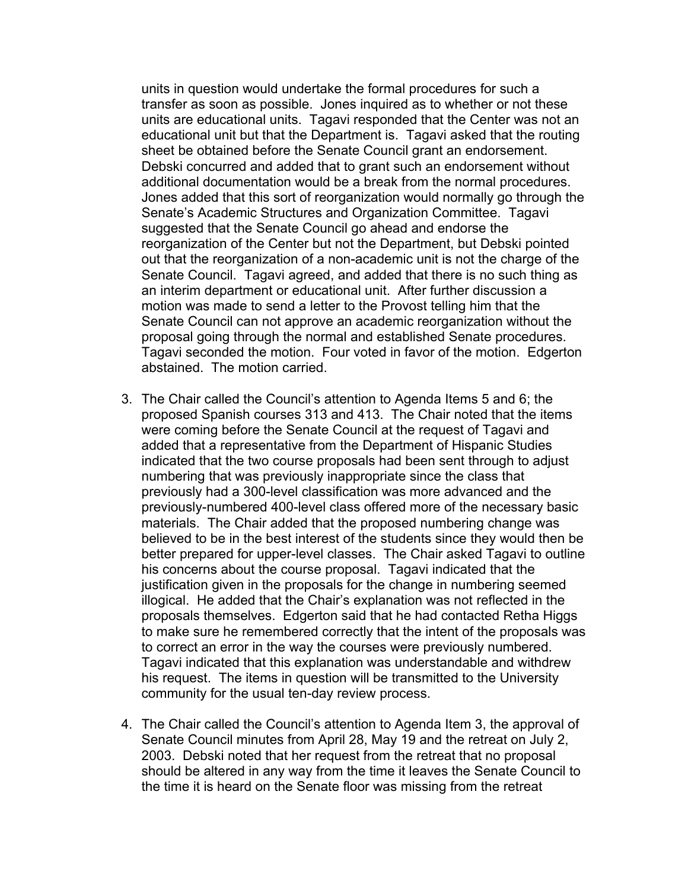units in question would undertake the formal procedures for such a transfer as soon as possible. Jones inquired as to whether or not these units are educational units. Tagavi responded that the Center was not an educational unit but that the Department is. Tagavi asked that the routing sheet be obtained before the Senate Council grant an endorsement. Debski concurred and added that to grant such an endorsement without additional documentation would be a break from the normal procedures. Jones added that this sort of reorganization would normally go through the Senate's Academic Structures and Organization Committee. Tagavi suggested that the Senate Council go ahead and endorse the reorganization of the Center but not the Department, but Debski pointed out that the reorganization of a non-academic unit is not the charge of the Senate Council. Tagavi agreed, and added that there is no such thing as an interim department or educational unit. After further discussion a motion was made to send a letter to the Provost telling him that the Senate Council can not approve an academic reorganization without the proposal going through the normal and established Senate procedures. Tagavi seconded the motion. Four voted in favor of the motion. Edgerton abstained. The motion carried.

3. The Chair called the Council's attention to Agenda Items 5 and 6; the proposed Spanish courses 313 and 413. The Chair noted that the items were coming before the Senate Council at the request of Tagavi and added that a representative from the Department of Hispanic Studies indicated that the two course proposals had been sent through to adjust numbering that was previously inappropriate since the class that previously had a 300-level classification was more advanced and the previously-numbered 400-level class offered more of the necessary basic materials. The Chair added that the proposed numbering change was believed to be in the best interest of the students since they would then be better prepared for upper-level classes. The Chair asked Tagavi to outline his concerns about the course proposal. Tagavi indicated that the justification given in the proposals for the change in numbering seemed illogical. He added that the Chair's explanation was not reflected in the proposals themselves. Edgerton said that he had contacted Retha Higgs to make sure he remembered correctly that the intent of the proposals was to correct an error in the way the courses were previously numbered. Tagavi indicated that this explanation was understandable and withdrew his request. The items in question will be transmitted to the University community for the usual ten-day review process.

4. The Chair called the Council's attention to Agenda Item 3, the approval of Senate Council minutes from April 28, May 19 and the retreat on July 2, 2003. Debski noted that her request from the retreat that no proposal should be altered in any way from the time it leaves the Senate Council to the time it is heard on the Senate floor was missing from the retreat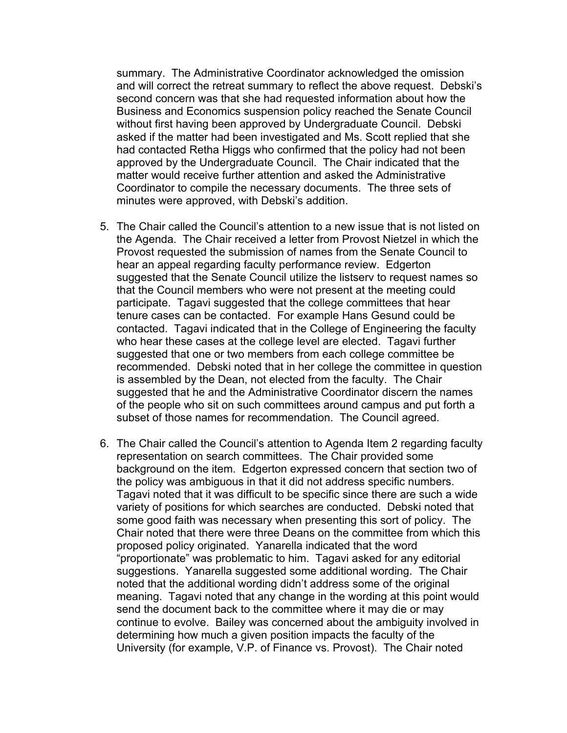summary. The Administrative Coordinator acknowledged the omission and will correct the retreat summary to reflect the above request. Debski's second concern was that she had requested information about how the Business and Economics suspension policy reached the Senate Council without first having been approved by Undergraduate Council. Debski asked if the matter had been investigated and Ms. Scott replied that she had contacted Retha Higgs who confirmed that the policy had not been approved by the Undergraduate Council. The Chair indicated that the matter would receive further attention and asked the Administrative Coordinator to compile the necessary documents. The three sets of minutes were approved, with Debski's addition.

5. The Chair called the Council's attention to a new issue that is not listed on the Agenda. The Chair received a letter from Provost Nietzel in which the Provost requested the submission of names from the Senate Council to hear an appeal regarding faculty performance review. Edgerton suggested that the Senate Council utilize the listserv to request names so that the Council members who were not present at the meeting could participate. Tagavi suggested that the college committees that hear tenure cases can be contacted. For example Hans Gesund could be contacted. Tagavi indicated that in the College of Engineering the faculty who hear these cases at the college level are elected. Tagavi further suggested that one or two members from each college committee be recommended. Debski noted that in her college the committee in question is assembled by the Dean, not elected from the faculty. The Chair suggested that he and the Administrative Coordinator discern the names of the people who sit on such committees around campus and put forth a subset of those names for recommendation. The Council agreed.

6. The Chair called the Council's attention to Agenda Item 2 regarding faculty representation on search committees. The Chair provided some background on the item. Edgerton expressed concern that section two of the policy was ambiguous in that it did not address specific numbers. Tagavi noted that it was difficult to be specific since there are such a wide variety of positions for which searches are conducted. Debski noted that some good faith was necessary when presenting this sort of policy. The Chair noted that there were three Deans on the committee from which this proposed policy originated. Yanarella indicated that the word "proportionate" was problematic to him. Tagavi asked for any editorial suggestions. Yanarella suggested some additional wording. The Chair noted that the additional wording didn't address some of the original meaning. Tagavi noted that any change in the wording at this point would send the document back to the committee where it may die or may continue to evolve. Bailey was concerned about the ambiguity involved in determining how much a given position impacts the faculty of the University (for example, V.P. of Finance vs. Provost). The Chair noted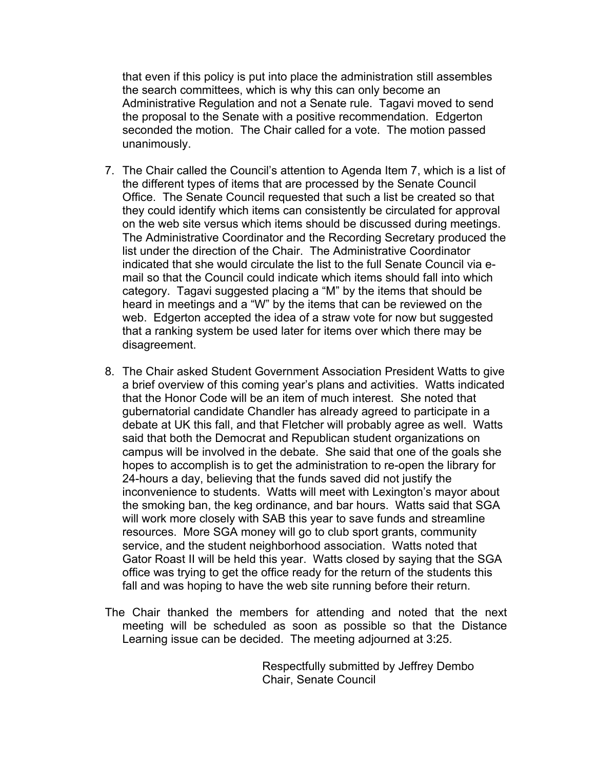that even if this policy is put into place the administration still assembles the search committees, which is why this can only become an Administrative Regulation and not a Senate rule. Tagavi moved to send the proposal to the Senate with a positive recommendation. Edgerton seconded the motion. The Chair called for a vote. The motion passed unanimously.

7. The Chair called the Council's attention to Agenda Item 7, which is a list of the different types of items that are processed by the Senate Council Office. The Senate Council requested that such a list be created so that they could identify which items can consistently be circulated for approval on the web site versus which items should be discussed during meetings. The Administrative Coordinator and the Recording Secretary produced the list under the direction of the Chair. The Administrative Coordinator indicated that she would circulate the list to the full Senate Council via e-mail so that the Council could indicate which items should fall into which category. Tagavi suggested placing a "M" by the items that should be heard in meetings and a "W" by the items that can be reviewed on the web. Edgerton accepted the idea of a straw vote for now but suggested that a ranking system be used later for items over which there may be disagreement.

8. The Chair asked Student Government Association President Watts to give a brief overview of this coming year's plans and activities. Watts indicated that the Honor Code will be an item of much interest. She noted that gubernatorial candidate Chandler has already agreed to participate in a debate at UK this fall, and that Fletcher will probably agree as well. Watts said that both the Democrat and Republican student organizations on campus will be involved in the debate. She said that one of the goals she hopes to accomplish is to get the administration to re-open the library for 24-hours a day, believing that the funds saved did not justify the inconvenience to students. Watts will meet with Lexington's mayor about the smoking ban, the keg ordinance, and bar hours. Watts said that SGA will work more closely with SAB this year to save funds and streamline resources. More SGA money will go to club sport grants, community service, and the student neighborhood association. Watts noted that Gator Roast II will be held this year. Watts closed by saying that the SGA office was trying to get the office ready for the return of the students this fall and was hoping to have the web site running before their return.

The Chair thanked the members for attending and noted that the next meeting will be scheduled as soon as possible so that the Distance Learning issue can be decided. The meeting adjourned at 3:25.

Respectfully submitted by Jeffrey Dembo
Chair, Senate Council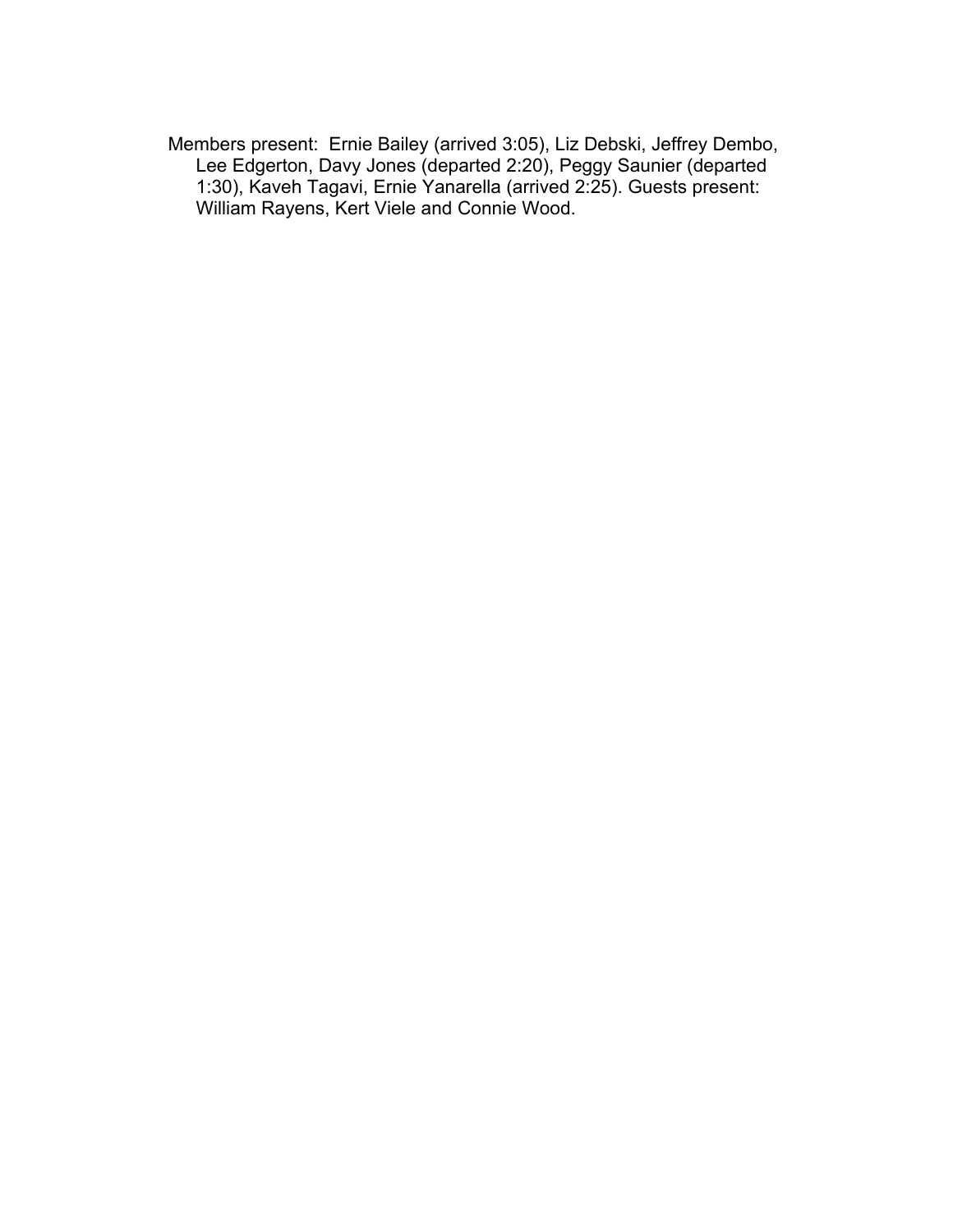Members present: Ernie Bailey (arrived 3:05), Liz Debski, Jeffrey Dembo, Lee Edgerton, Davy Jones (departed 2:20), Peggy Saunier (departed 1:30), Kaveh Tagavi, Ernie Yanarella (arrived 2:25). Guests present: William Rayens, Kert Viele and Connie Wood.